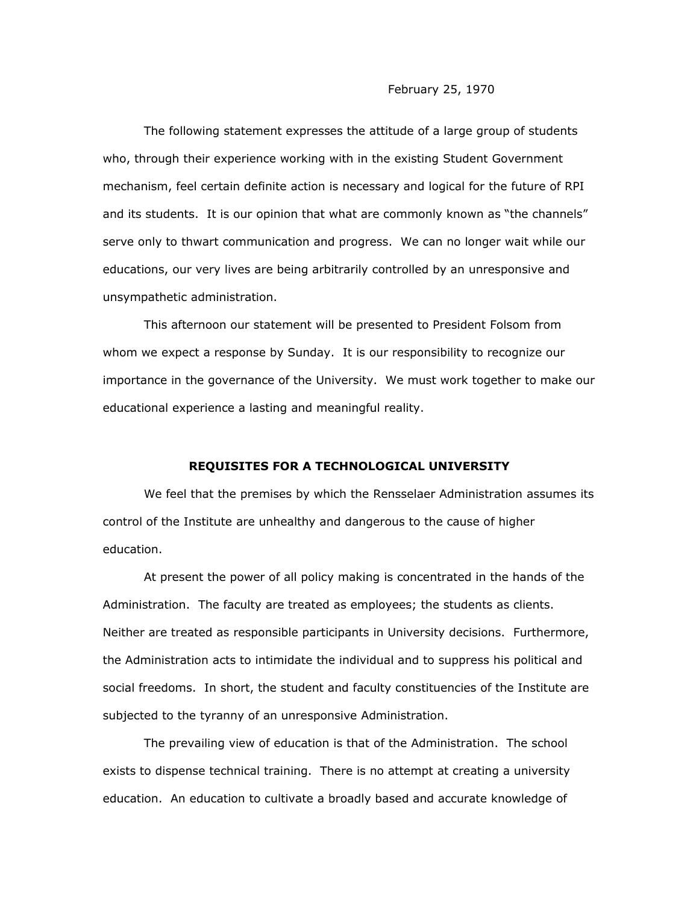February 25, 1970

The following statement expresses the attitude of a large group of students who, through their experience working with in the existing Student Government mechanism, feel certain definite action is necessary and logical for the future of RPI and its students. It is our opinion that what are commonly known as "the channels" serve only to thwart communication and progress. We can no longer wait while our educations, our very lives are being arbitrarily controlled by an unresponsive and unsympathetic administration.

This afternoon our statement will be presented to President Folsom from whom we expect a response by Sunday. It is our responsibility to recognize our importance in the governance of the University. We must work together to make our educational experience a lasting and meaningful reality.

## REQUISITES FOR A TECHNOLOGICAL UNIVERSITY

We feel that the premises by which the Rensselaer Administration assumes its control of the Institute are unhealthy and dangerous to the cause of higher education.

At present the power of all policy making is concentrated in the hands of the Administration. The faculty are treated as employees; the students as clients. Neither are treated as responsible participants in University decisions. Furthermore, the Administration acts to intimidate the individual and to suppress his political and social freedoms. In short, the student and faculty constituencies of the Institute are subjected to the tyranny of an unresponsive Administration.

The prevailing view of education is that of the Administration. The school exists to dispense technical training. There is no attempt at creating a university education. An education to cultivate a broadly based and accurate knowledge of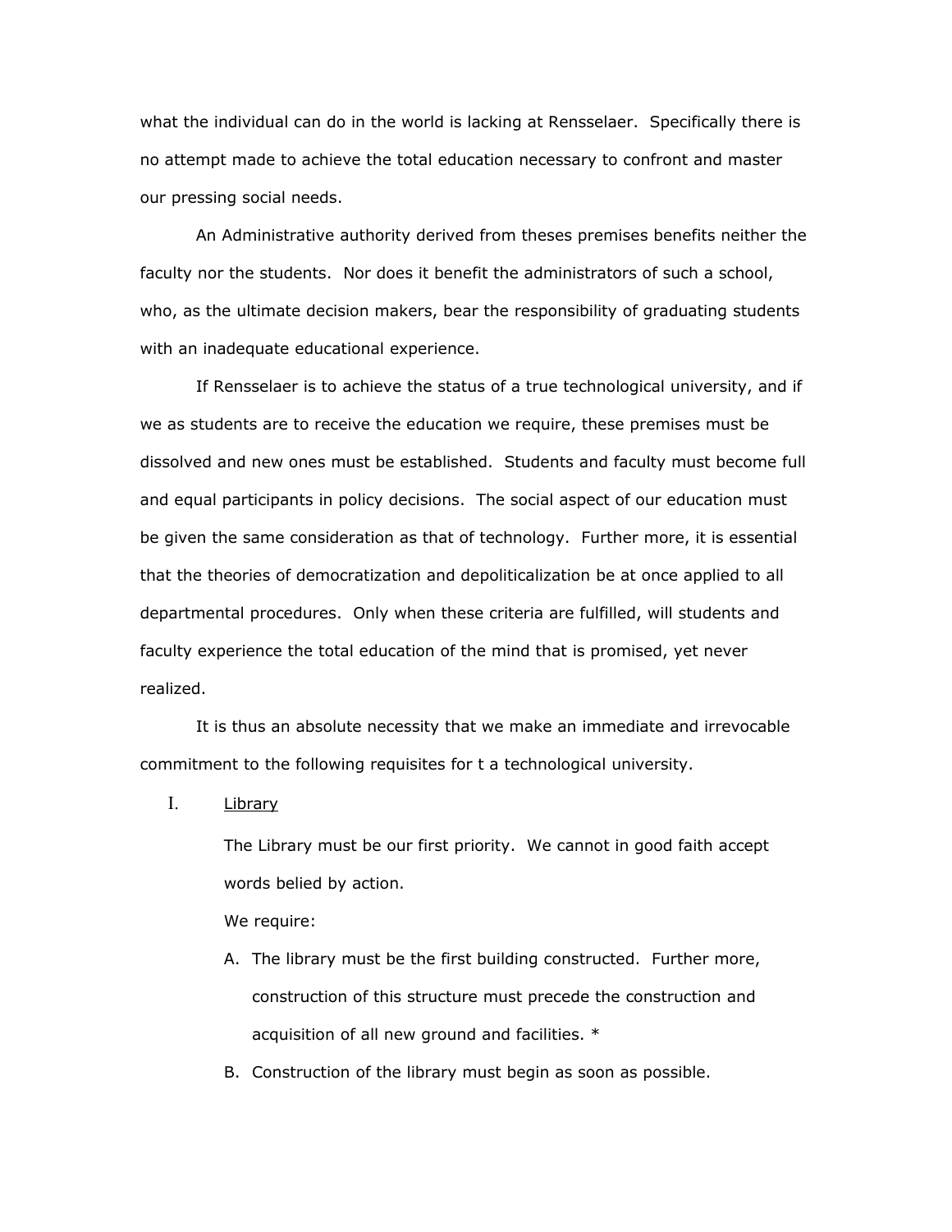what the individual can do in the world is lacking at Rensselaer. Specifically there is no attempt made to achieve the total education necessary to confront and master our pressing social needs.

An Administrative authority derived from theses premises benefits neither the faculty nor the students. Nor does it benefit the administrators of such a school, who, as the ultimate decision makers, bear the responsibility of graduating students with an inadequate educational experience.

If Rensselaer is to achieve the status of a true technological university, and if we as students are to receive the education we require, these premises must be dissolved and new ones must be established. Students and faculty must become full and equal participants in policy decisions. The social aspect of our education must be given the same consideration as that of technology. Further more, it is essential that the theories of democratization and depoliticalization be at once applied to all departmental procedures. Only when these criteria are fulfilled, will students and faculty experience the total education of the mind that is promised, yet never realized.

It is thus an absolute necessity that we make an immediate and irrevocable commitment to the following requisites for t a technological university.

I. <u>Library</u>

The Library must be our first priority. We cannot in good faith accept words belied by action.

We require:

A. The library must be the first building constructed. Further more, construction of this structure must precede the construction and acquisition of all new ground and facilities. *

B. Construction of the library must begin as soon as possible.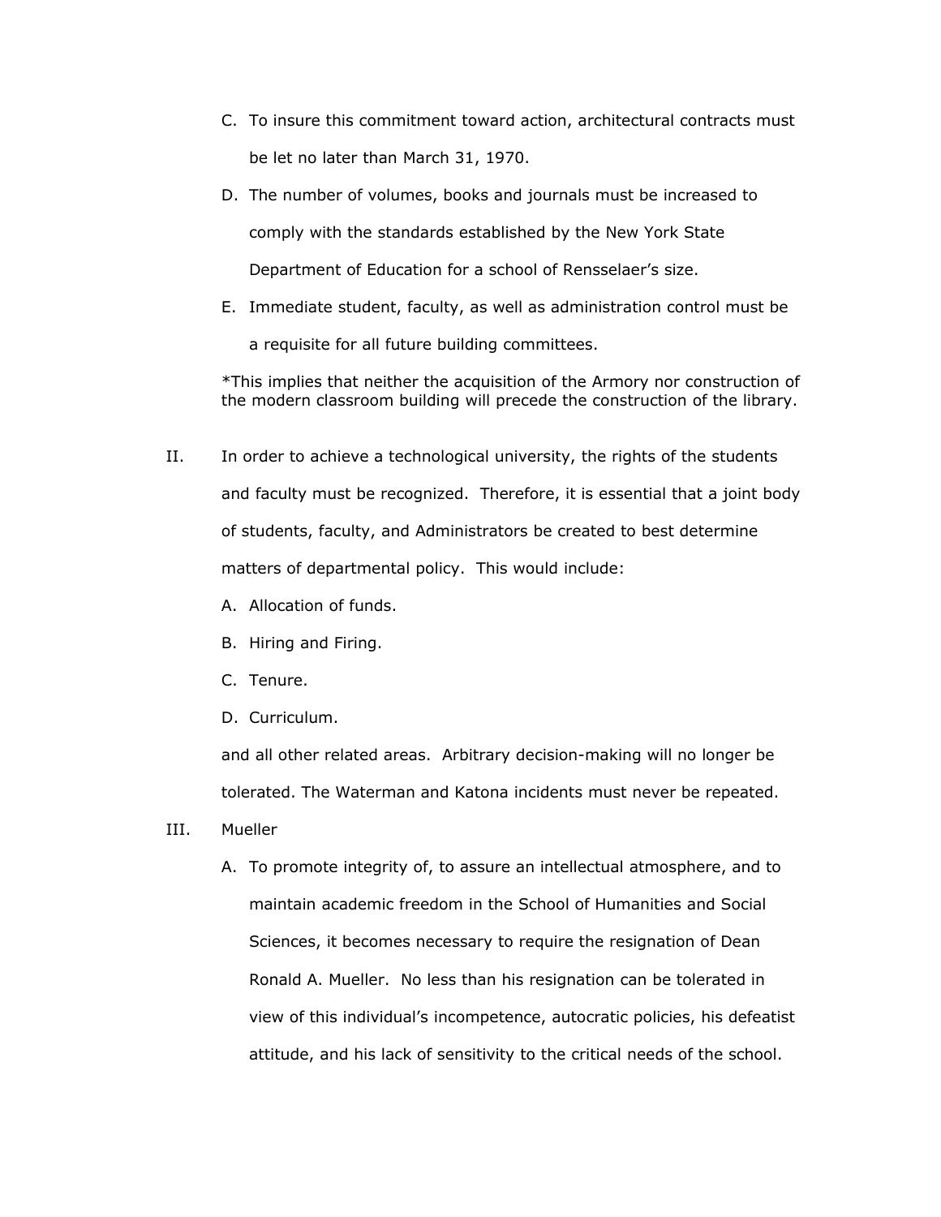C. To insure this commitment toward action, architectural contracts must be let no later than March 31, 1970.

D. The number of volumes, books and journals must be increased to comply with the standards established by the New York State Department of Education for a school of Rensselaer's size.

E. Immediate student, faculty, as well as administration control must be a requisite for all future building committees.

*This implies that neither the acquisition of the Armory nor construction of the modern classroom building will precede the construction of the library.

II. In order to achieve a technological university, the rights of the students and faculty must be recognized. Therefore, it is essential that a joint body of students, faculty, and Administrators be created to best determine matters of departmental policy. This would include:

A. Allocation of funds.

B. Hiring and Firing.

C. Tenure.

D. Curriculum.

and all other related areas. Arbitrary decision-making will no longer be tolerated. The Waterman and Katona incidents must never be repeated.

III. Mueller

A. To promote integrity of, to assure an intellectual atmosphere, and to maintain academic freedom in the School of Humanities and Social Sciences, it becomes necessary to require the resignation of Dean Ronald A. Mueller. No less than his resignation can be tolerated in view of this individual's incompetence, autocratic policies, his defeatist attitude, and his lack of sensitivity to the critical needs of the school.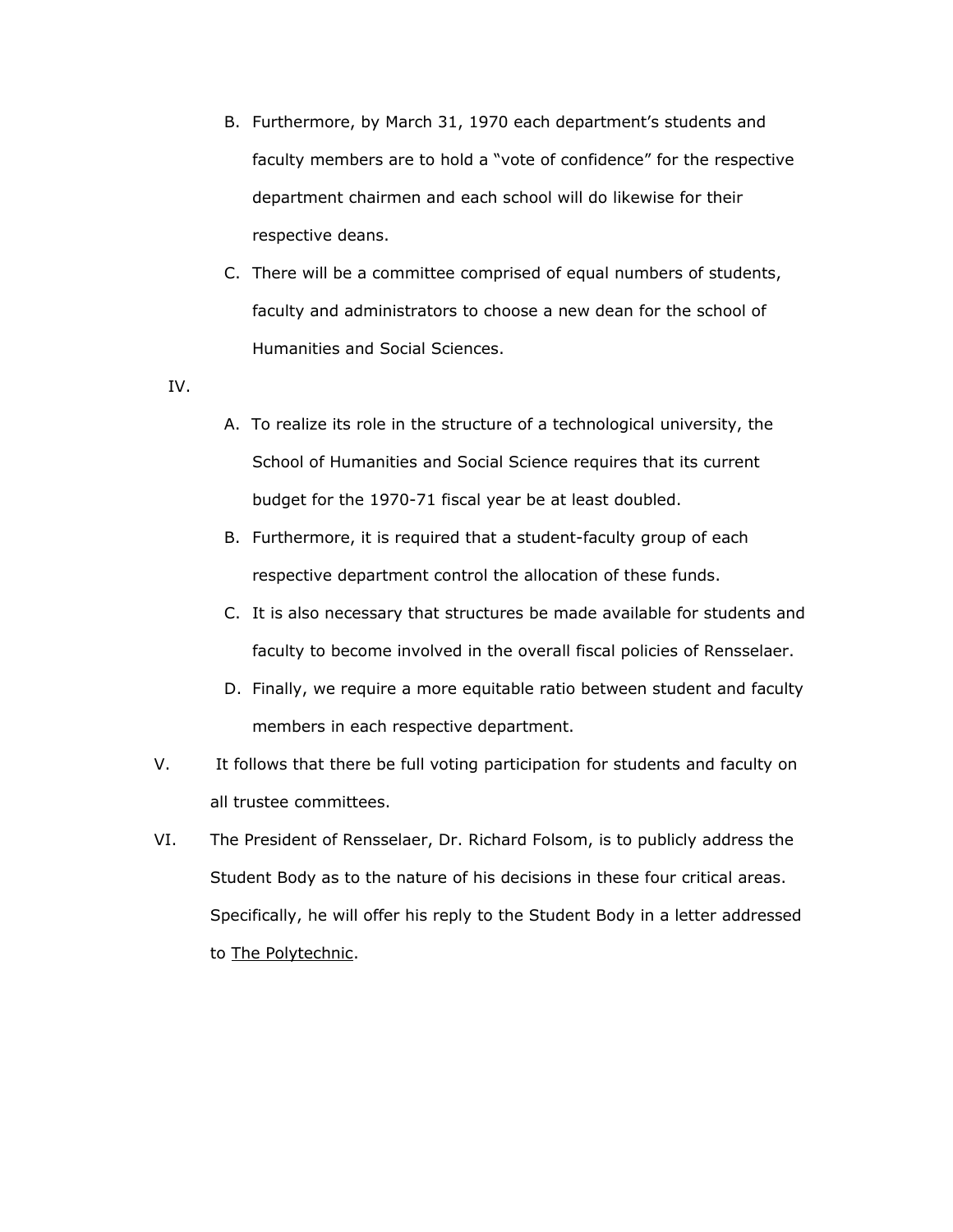B. Furthermore, by March 31, 1970 each department's students and faculty members are to hold a "vote of confidence" for the respective department chairmen and each school will do likewise for their respective deans.

C. There will be a committee comprised of equal numbers of students, faculty and administrators to choose a new dean for the school of Humanities and Social Sciences.

IV.

A. To realize its role in the structure of a technological university, the School of Humanities and Social Science requires that its current budget for the 1970-71 fiscal year be at least doubled.

B. Furthermore, it is required that a student-faculty group of each respective department control the allocation of these funds.

C. It is also necessary that structures be made available for students and faculty to become involved in the overall fiscal policies of Rensselaer.

D. Finally, we require a more equitable ratio between student and faculty members in each respective department.

V. It follows that there be full voting participation for students and faculty on all trustee committees.

VI. The President of Rensselaer, Dr. Richard Folsom, is to publicly address the Student Body as to the nature of his decisions in these four critical areas. Specifically, he will offer his reply to the Student Body in a letter addressed to <u>The Polytechnic</u>.